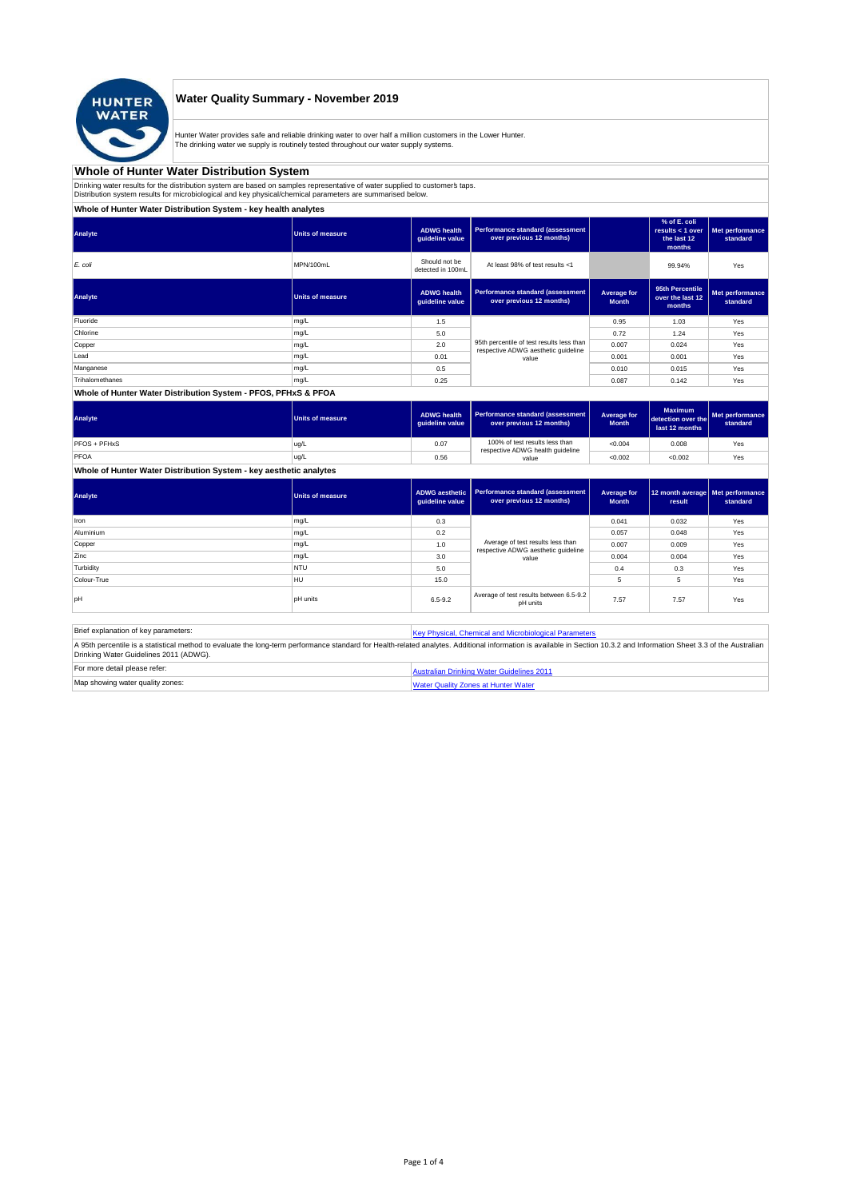# Water Quality Summary - November 2019

Hunter Water provides safe and reliable drinking water to over half a million customers in the Lower Hunter.
The drinking water we supply is routinely tested throughout our water supply systems.

## Whole of Hunter Water Distribution System

Drinking water results for the distribution system are based on samples representative of water supplied to customer's taps.
Distribution system results for microbiological and key physical/chemical parameters are summarised below.

### Whole of Hunter Water Distribution System - key health analytes

| Analyte | Units of measure | ADWG health guideline value | Performance standard (assessment over previous 12 months) | | % of E. coli results < 1 over the last 12 months | Met performance standard |
|---|---|---|---|---|---|---|
| *E. coli* | MPN/100mL | Should not be detected in 100mL | At least 98% of test results <1 | | 99.94% | Yes |

| Analyte | Units of measure | ADWG health guideline value | Performance standard (assessment over previous 12 months) | Average for Month | 95th Percentile over the last 12 months | Met performance standard |
|---|---|---|---|---|---|---|
| Fluoride | mg/L | 1.5 | 95th percentile of test results less than respective ADWG aesthetic guideline value | 0.95 | 1.03 | Yes |
| Chlorine | mg/L | 5.0 | | 0.72 | 1.24 | Yes |
| Copper | mg/L | 2.0 | | 0.007 | 0.024 | Yes |
| Lead | mg/L | 0.01 | | 0.001 | 0.001 | Yes |
| Manganese | mg/L | 0.5 | | 0.010 | 0.015 | Yes |
| Trihalomethanes | mg/L | 0.25 | | 0.087 | 0.142 | Yes |

### Whole of Hunter Water Distribution System - PFOS, PFHxS & PFOA

| Analyte | Units of measure | ADWG health guideline value | Performance standard (assessment over previous 12 months) | Average for Month | Maximum detection over the last 12 months | Met performance standard |
|---|---|---|---|---|---|---|
| PFOS + PFHxS | ug/L | 0.07 | 100% of test results less than respective ADWG health guideline value | <0.004 | 0.008 | Yes |
| PFOA | ug/L | 0.56 | | <0.002 | <0.002 | Yes |

### Whole of Hunter Water Distribution System - key aesthetic analytes

| Analyte | Units of measure | ADWG aesthetic guideline value | Performance standard (assessment over previous 12 months) | Average for Month | 12 month average result | Met performance standard |
|---|---|---|---|---|---|---|
| Iron | mg/L | 0.3 | Average of test results less than respective ADWG aesthetic guideline value | 0.041 | 0.032 | Yes |
| Aluminium | mg/L | 0.2 | | 0.057 | 0.048 | Yes |
| Copper | mg/L | 1.0 | | 0.007 | 0.009 | Yes |
| Zinc | mg/L | 3.0 | | 0.004 | 0.004 | Yes |
| Turbidity | NTU | 5.0 | | 0.4 | 0.3 | Yes |
| Colour-True | HU | 15.0 | | 5 | 5 | Yes |
| pH | pH units | 6.5-9.2 | Average of test results between 6.5-9.2 pH units | 7.57 | 7.57 | Yes |

| | |
|---|---|
| Brief explanation of key parameters: | Key Physical, Chemical and Microbiological Parameters |
| A 95th percentile is a statistical method to evaluate the long-term performance standard for Health-related analytes. Additional information is available in Section 10.3.2 and Information Sheet 3.3 of the Australian Drinking Water Guidelines 2011 (ADWG). | |
| For more detail please refer: | Australian Drinking Water Guidelines 2011 |
| Map showing water quality zones: | Water Quality Zones at Hunter Water |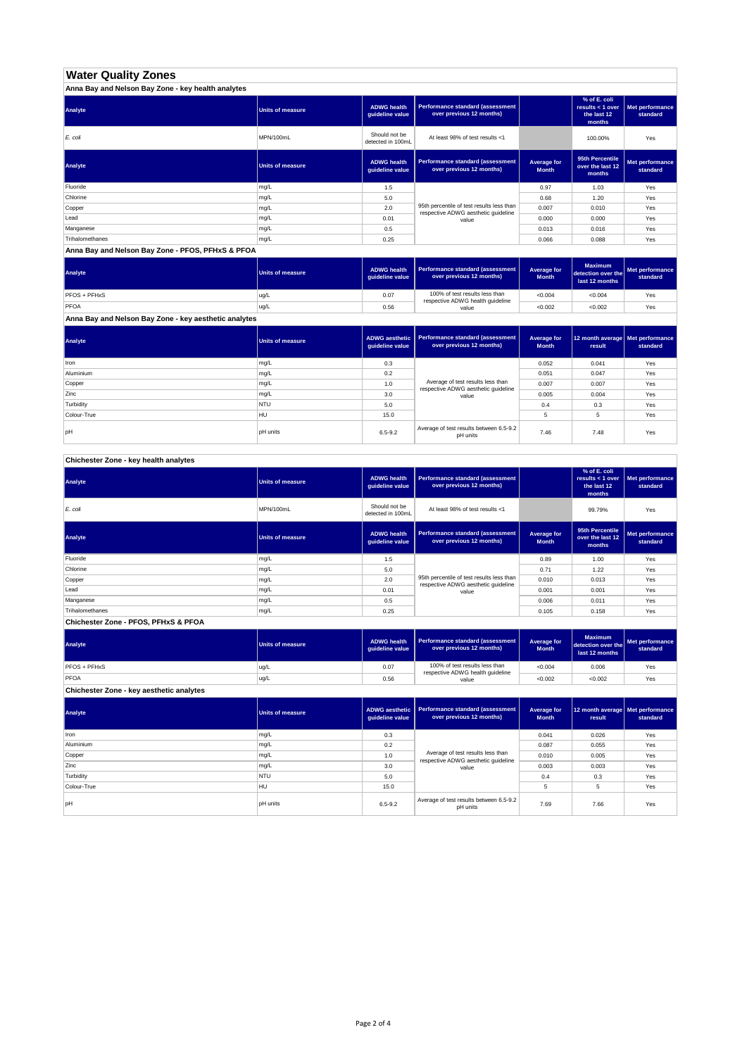# Water Quality Zones

## Anna Bay and Nelson Bay Zone - key health analytes

| Analyte | Units of measure | ADWG health guideline value | Performance standard (assessment over previous 12 months) | | % of E. coli results < 1 over the last 12 months | Met performance standard |
|---|---|---|---|---|---|---|
| *E. coli* | MPN/100mL | Should not be detected in 100mL | At least 98% of test results <1 | | 100.00% | Yes |

| Analyte | Units of measure | ADWG health guideline value | Performance standard (assessment over previous 12 months) | Average for Month | 95th Percentile over the last 12 months | Met performance standard |
|---|---|---|---|---|---|---|
| Fluoride | mg/L | 1.5 | 95th percentile of test results less than respective ADWG aesthetic guideline value | 0.97 | 1.03 | Yes |
| Chlorine | mg/L | 5.0 | | 0.68 | 1.20 | Yes |
| Copper | mg/L | 2.0 | | 0.007 | 0.010 | Yes |
| Lead | mg/L | 0.01 | | 0.000 | 0.000 | Yes |
| Manganese | mg/L | 0.5 | | 0.013 | 0.016 | Yes |
| Trihalomethanes | mg/L | 0.25 | | 0.066 | 0.088 | Yes |

## Anna Bay and Nelson Bay Zone - PFOS, PFHxS & PFOA

| Analyte | Units of measure | ADWG health guideline value | Performance standard (assessment over previous 12 months) | Average for Month | Maximum detection over the last 12 months | Met performance standard |
|---|---|---|---|---|---|---|
| PFOS + PFHxS | ug/L | 0.07 | 100% of test results less than respective ADWG health guideline value | <0.004 | <0.004 | Yes |
| PFOA | ug/L | 0.56 | | <0.002 | <0.002 | Yes |

## Anna Bay and Nelson Bay Zone - key aesthetic analytes

| Analyte | Units of measure | ADWG aesthetic guideline value | Performance standard (assessment over previous 12 months) | Average for Month | 12 month average result | Met performance standard |
|---|---|---|---|---|---|---|
| Iron | mg/L | 0.3 | Average of test results less than respective ADWG aesthetic guideline value | 0.052 | 0.041 | Yes |
| Aluminium | mg/L | 0.2 | | 0.051 | 0.047 | Yes |
| Copper | mg/L | 1.0 | | 0.007 | 0.007 | Yes |
| Zinc | mg/L | 3.0 | | 0.005 | 0.004 | Yes |
| Turbidity | NTU | 5.0 | | 0.4 | 0.3 | Yes |
| Colour-True | HU | 15.0 | | 5 | 5 | Yes |
| pH | pH units | 6.5-9.2 | Average of test results between 6.5-9.2 pH units | 7.46 | 7.48 | Yes |

## Chichester Zone - key health analytes

| Analyte | Units of measure | ADWG health guideline value | Performance standard (assessment over previous 12 months) | | % of E. coli results < 1 over the last 12 months | Met performance standard |
|---|---|---|---|---|---|---|
| *E. coli* | MPN/100mL | Should not be detected in 100mL | At least 98% of test results <1 | | 99.79% | Yes |

| Analyte | Units of measure | ADWG health guideline value | Performance standard (assessment over previous 12 months) | Average for Month | 95th Percentile over the last 12 months | Met performance standard |
|---|---|---|---|---|---|---|
| Fluoride | mg/L | 1.5 | 95th percentile of test results less than respective ADWG aesthetic guideline value | 0.89 | 1.00 | Yes |
| Chlorine | mg/L | 5.0 | | 0.71 | 1.22 | Yes |
| Copper | mg/L | 2.0 | | 0.010 | 0.013 | Yes |
| Lead | mg/L | 0.01 | | 0.001 | 0.001 | Yes |
| Manganese | mg/L | 0.5 | | 0.006 | 0.011 | Yes |
| Trihalomethanes | mg/L | 0.25 | | 0.105 | 0.158 | Yes |

## Chichester Zone - PFOS, PFHxS & PFOA

| Analyte | Units of measure | ADWG health guideline value | Performance standard (assessment over previous 12 months) | Average for Month | Maximum detection over the last 12 months | Met performance standard |
|---|---|---|---|---|---|---|
| PFOS + PFHxS | ug/L | 0.07 | 100% of test results less than respective ADWG health guideline value | <0.004 | 0.006 | Yes |
| PFOA | ug/L | 0.56 | | <0.002 | <0.002 | Yes |

## Chichester Zone - key aesthetic analytes

| Analyte | Units of measure | ADWG aesthetic guideline value | Performance standard (assessment over previous 12 months) | Average for Month | 12 month average result | Met performance standard |
|---|---|---|---|---|---|---|
| Iron | mg/L | 0.3 | Average of test results less than respective ADWG aesthetic guideline value | 0.041 | 0.026 | Yes |
| Aluminium | mg/L | 0.2 | | 0.087 | 0.055 | Yes |
| Copper | mg/L | 1.0 | | 0.010 | 0.005 | Yes |
| Zinc | mg/L | 3.0 | | 0.003 | 0.003 | Yes |
| Turbidity | NTU | 5.0 | | 0.4 | 0.3 | Yes |
| Colour-True | HU | 15.0 | | 5 | 5 | Yes |
| pH | pH units | 6.5-9.2 | Average of test results between 6.5-9.2 pH units | 7.69 | 7.66 | Yes |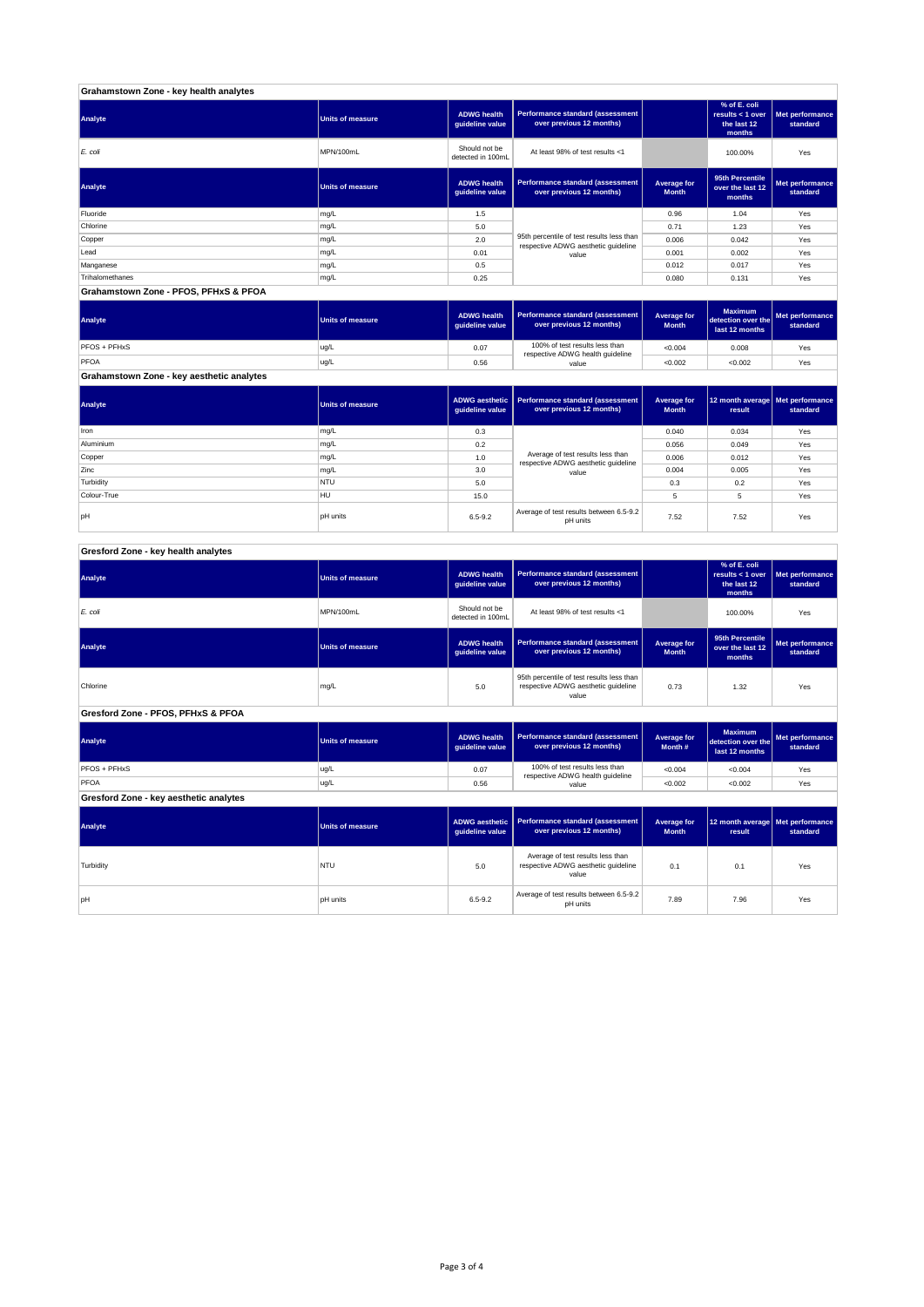## Grahamstown Zone - key health analytes

| Analyte | Units of measure | ADWG health guideline value | Performance standard (assessment over previous 12 months) | | % of E. coli results < 1 over the last 12 months | Met performance standard |
|---|---|---|---|---|---|---|
| *E. coli* | MPN/100mL | Should not be detected in 100mL | At least 98% of test results <1 | | 100.00% | Yes |

| Analyte | Units of measure | ADWG health guideline value | Performance standard (assessment over previous 12 months) | Average for Month | 95th Percentile over the last 12 months | Met performance standard |
|---|---|---|---|---|---|---|
| Fluoride | mg/L | 1.5 | 95th percentile of test results less than respective ADWG aesthetic guideline value | 0.96 | 1.04 | Yes |
| Chlorine | mg/L | 5.0 | | 0.71 | 1.23 | Yes |
| Copper | mg/L | 2.0 | | 0.006 | 0.042 | Yes |
| Lead | mg/L | 0.01 | | 0.001 | 0.002 | Yes |
| Manganese | mg/L | 0.5 | | 0.012 | 0.017 | Yes |
| Trihalomethanes | mg/L | 0.25 | | 0.080 | 0.131 | Yes |

## Grahamstown Zone - PFOS, PFHxS & PFOA

| Analyte | Units of measure | ADWG health guideline value | Performance standard (assessment over previous 12 months) | Average for Month | Maximum detection over the last 12 months | Met performance standard |
|---|---|---|---|---|---|---|
| PFOS + PFHxS | ug/L | 0.07 | 100% of test results less than respective ADWG health guideline value | <0.004 | 0.008 | Yes |
| PFOA | ug/L | 0.56 | | <0.002 | <0.002 | Yes |

## Grahamstown Zone - key aesthetic analytes

| Analyte | Units of measure | ADWG aesthetic guideline value | Performance standard (assessment over previous 12 months) | Average for Month | 12 month average result | Met performance standard |
|---|---|---|---|---|---|---|
| Iron | mg/L | 0.3 | Average of test results less than respective ADWG aesthetic guideline value | 0.040 | 0.034 | Yes |
| Aluminium | mg/L | 0.2 | | 0.056 | 0.049 | Yes |
| Copper | mg/L | 1.0 | | 0.006 | 0.012 | Yes |
| Zinc | mg/L | 3.0 | | 0.004 | 0.005 | Yes |
| Turbidity | NTU | 5.0 | | 0.3 | 0.2 | Yes |
| Colour-True | HU | 15.0 | | 5 | 5 | Yes |
| pH | pH units | 6.5-9.2 | Average of test results between 6.5-9.2 pH units | 7.52 | 7.52 | Yes |

## Gresford Zone - key health analytes

| Analyte | Units of measure | ADWG health guideline value | Performance standard (assessment over previous 12 months) | | % of E. coli results < 1 over the last 12 months | Met performance standard |
|---|---|---|---|---|---|---|
| *E. coli* | MPN/100mL | Should not be detected in 100mL | At least 98% of test results <1 | | 100.00% | Yes |

| Analyte | Units of measure | ADWG health guideline value | Performance standard (assessment over previous 12 months) | Average for Month | 95th Percentile over the last 12 months | Met performance standard |
|---|---|---|---|---|---|---|
| Chlorine | mg/L | 5.0 | 95th percentile of test results less than respective ADWG aesthetic guideline value | 0.73 | 1.32 | Yes |

## Gresford Zone - PFOS, PFHxS & PFOA

| Analyte | Units of measure | ADWG health guideline value | Performance standard (assessment over previous 12 months) | Average for Month # | Maximum detection over the last 12 months | Met performance standard |
|---|---|---|---|---|---|---|
| PFOS + PFHxS | ug/L | 0.07 | 100% of test results less than respective ADWG health guideline value | <0.004 | <0.004 | Yes |
| PFOA | ug/L | 0.56 | | <0.002 | <0.002 | Yes |

## Gresford Zone - key aesthetic analytes

| Analyte | Units of measure | ADWG aesthetic guideline value | Performance standard (assessment over previous 12 months) | Average for Month | 12 month average result | Met performance standard |
|---|---|---|---|---|---|---|
| Turbidity | NTU | 5.0 | Average of test results less than respective ADWG aesthetic guideline value | 0.1 | 0.1 | Yes |
| pH | pH units | 6.5-9.2 | Average of test results between 6.5-9.2 pH units | 7.89 | 7.96 | Yes |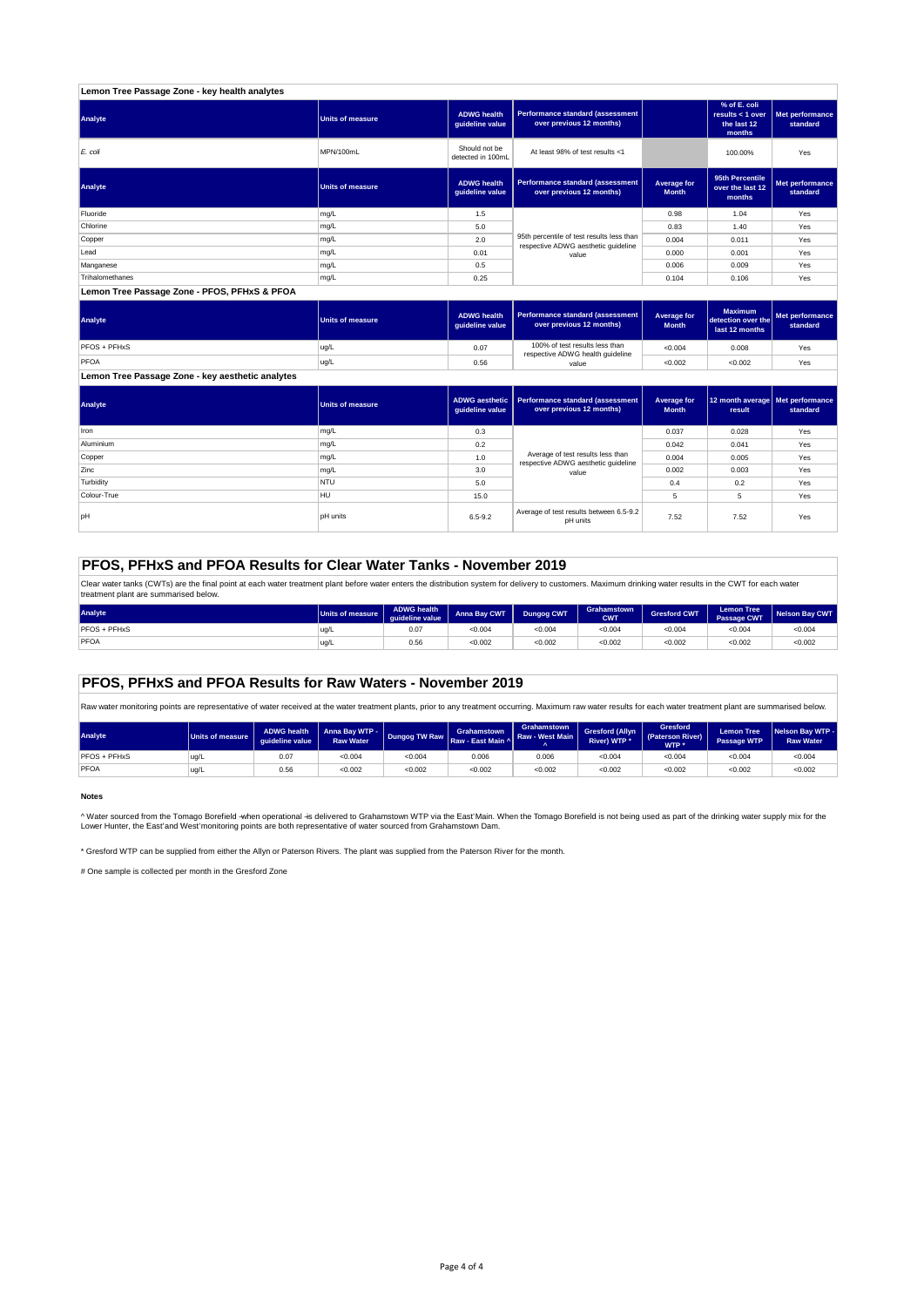## Lemon Tree Passage Zone - key health analytes

| Analyte | Units of measure | ADWG health guideline value | Performance standard (assessment over previous 12 months) | | % of E. coli results < 1 over the last 12 months | Met performance standard |
|---|---|---|---|---|---|---|
| *E. coli* | MPN/100mL | Should not be detected in 100mL | At least 98% of test results <1 | | 100.00% | Yes |

| Analyte | Units of measure | ADWG health guideline value | Performance standard (assessment over previous 12 months) | Average for Month | 95th Percentile over the last 12 months | Met performance standard |
|---|---|---|---|---|---|---|
| Fluoride | mg/L | 1.5 | 95th percentile of test results less than respective ADWG aesthetic guideline value | 0.98 | 1.04 | Yes |
| Chlorine | mg/L | 5.0 | | 0.83 | 1.40 | Yes |
| Copper | mg/L | 2.0 | | 0.004 | 0.011 | Yes |
| Lead | mg/L | 0.01 | | 0.000 | 0.001 | Yes |
| Manganese | mg/L | 0.5 | | 0.006 | 0.009 | Yes |
| Trihalomethanes | mg/L | 0.25 | | 0.104 | 0.106 | Yes |

## Lemon Tree Passage Zone - PFOS, PFHxS & PFOA

| Analyte | Units of measure | ADWG health guideline value | Performance standard (assessment over previous 12 months) | Average for Month | Maximum detection over the last 12 months | Met performance standard |
|---|---|---|---|---|---|---|
| PFOS + PFHxS | ug/L | 0.07 | 100% of test results less than respective ADWG health guideline value | <0.004 | 0.008 | Yes |
| PFOA | ug/L | 0.56 | | <0.002 | <0.002 | Yes |

## Lemon Tree Passage Zone - key aesthetic analytes

| Analyte | Units of measure | ADWG aesthetic guideline value | Performance standard (assessment over previous 12 months) | Average for Month | 12 month average result | Met performance standard |
|---|---|---|---|---|---|---|
| Iron | mg/L | 0.3 | Average of test results less than respective ADWG aesthetic guideline value | 0.037 | 0.028 | Yes |
| Aluminium | mg/L | 0.2 | | 0.042 | 0.041 | Yes |
| Copper | mg/L | 1.0 | | 0.004 | 0.005 | Yes |
| Zinc | mg/L | 3.0 | | 0.002 | 0.003 | Yes |
| Turbidity | NTU | 5.0 | | 0.4 | 0.2 | Yes |
| Colour-True | HU | 15.0 | | 5 | 5 | Yes |
| pH | pH units | 6.5-9.2 | Average of test results between 6.5-9.2 pH units | 7.52 | 7.52 | Yes |

## PFOS, PFHxS and PFOA Results for Clear Water Tanks - November 2019

Clear water tanks (CWTs) are the final point at each water treatment plant before water enters the distribution system for delivery to customers. Maximum drinking water results in the CWT for each water treatment plant are summarised below.

| Analyte | Units of measure | ADWG health guideline value | Anna Bay CWT | Dungog CWT | Grahamstown CWT | Gresford CWT | Lemon Tree Passage CWT | Nelson Bay CWT |
|---|---|---|---|---|---|---|---|---|
| PFOS + PFHxS | ug/L | 0.07 | <0.004 | <0.004 | <0.004 | <0.004 | <0.004 | <0.004 |
| PFOA | ug/L | 0.56 | <0.002 | <0.002 | <0.002 | <0.002 | <0.002 | <0.002 |

## PFOS, PFHxS and PFOA Results for Raw Waters - November 2019

Raw water monitoring points are representative of water received at the water treatment plants, prior to any treatment occurring. Maximum raw water results for each water treatment plant are summarised below.

| Analyte | Units of measure | ADWG health guideline value | Anna Bay WTP - Raw Water | Dungog TW Raw | Grahamstown Raw - East Main ^ | Grahamstown Raw - West Main ^ | Gresford (Allyn River) WTP * | Gresford (Paterson River) WTP * | Lemon Tree Passage WTP | Nelson Bay WTP - Raw Water |
|---|---|---|---|---|---|---|---|---|---|---|
| PFOS + PFHxS | ug/L | 0.07 | <0.004 | <0.004 | 0.006 | 0.006 | <0.004 | <0.004 | <0.004 | <0.004 |
| PFOA | ug/L | 0.56 | <0.002 | <0.002 | <0.002 | <0.002 | <0.002 | <0.002 | <0.002 | <0.002 |

**Notes**

^ Water sourced from the Tomago Borefield -when operational -is delivered to Grahamstown WTP via the East'Main. When the Tomago Borefield is not being used as part of the drinking water supply mix for the Lower Hunter, the East'and West'monitoring points are both representative of water sourced from Grahamstown Dam.

* Gresford WTP can be supplied from either the Allyn or Paterson Rivers. The plant was supplied from the Paterson River for the month.

# One sample is collected per month in the Gresford Zone